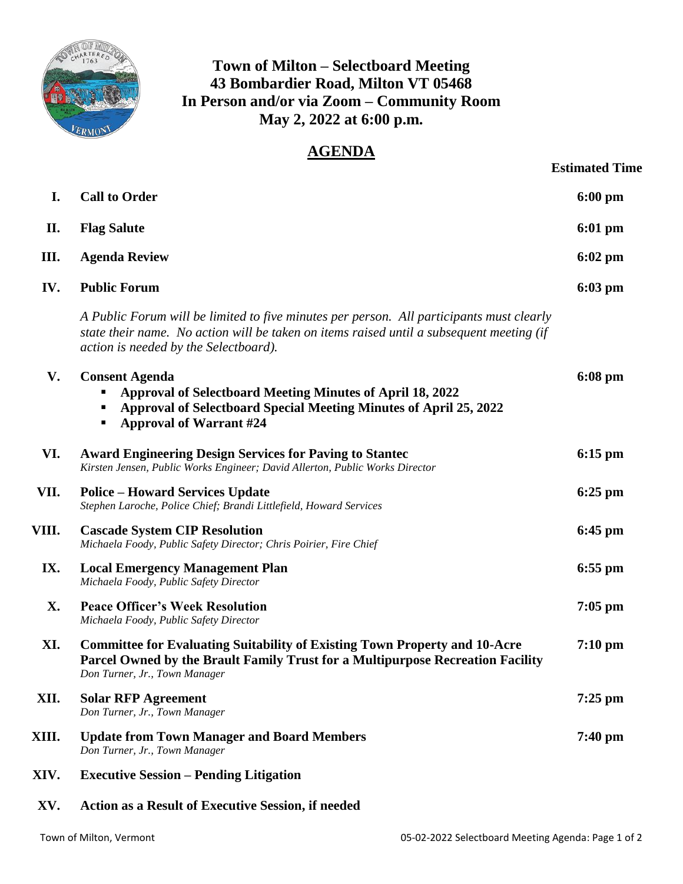# Town of Milton – Selectboard Meeting
## 43 Bombardier Road, Milton VT 05468
## In Person and/or via Zoom – Community Room
## May 2, 2022 at 6:00 p.m.

## AGENDA

| | | Estimated Time |
|---|---|---|
| **I.** | **Call to Order** | **6:00 pm** |
| **II.** | **Flag Salute** | **6:01 pm** |
| **III.** | **Agenda Review** | **6:02 pm** |
| **IV.** | **Public Forum**<br>*A Public Forum will be limited to five minutes per person. All participants must clearly state their name. No action will be taken on items raised until a subsequent meeting (if action is needed by the Selectboard).* | **6:03 pm** |
| **V.** | **Consent Agenda**<br>▪ **Approval of Selectboard Meeting Minutes of April 18, 2022**<br>▪ **Approval of Selectboard Special Meeting Minutes of April 25, 2022**<br>▪ **Approval of Warrant #24** | **6:08 pm** |
| **VI.** | **Award Engineering Design Services for Paving to Stantec**<br>*Kirsten Jensen, Public Works Engineer; David Allerton, Public Works Director* | **6:15 pm** |
| **VII.** | **Police – Howard Services Update**<br>*Stephen Laroche, Police Chief; Brandi Littlefield, Howard Services* | **6:25 pm** |
| **VIII.** | **Cascade System CIP Resolution**<br>*Michaela Foody, Public Safety Director; Chris Poirier, Fire Chief* | **6:45 pm** |
| **IX.** | **Local Emergency Management Plan**<br>*Michaela Foody, Public Safety Director* | **6:55 pm** |
| **X.** | **Peace Officer's Week Resolution**<br>*Michaela Foody, Public Safety Director* | **7:05 pm** |
| **XI.** | **Committee for Evaluating Suitability of Existing Town Property and 10-Acre Parcel Owned by the Brault Family Trust for a Multipurpose Recreation Facility**<br>*Don Turner, Jr., Town Manager* | **7:10 pm** |
| **XII.** | **Solar RFP Agreement**<br>*Don Turner, Jr., Town Manager* | **7:25 pm** |
| **XIII.** | **Update from Town Manager and Board Members**<br>*Don Turner, Jr., Town Manager* | **7:40 pm** |
| **XIV.** | **Executive Session – Pending Litigation** | |
| **XV.** | **Action as a Result of Executive Session, if needed** | |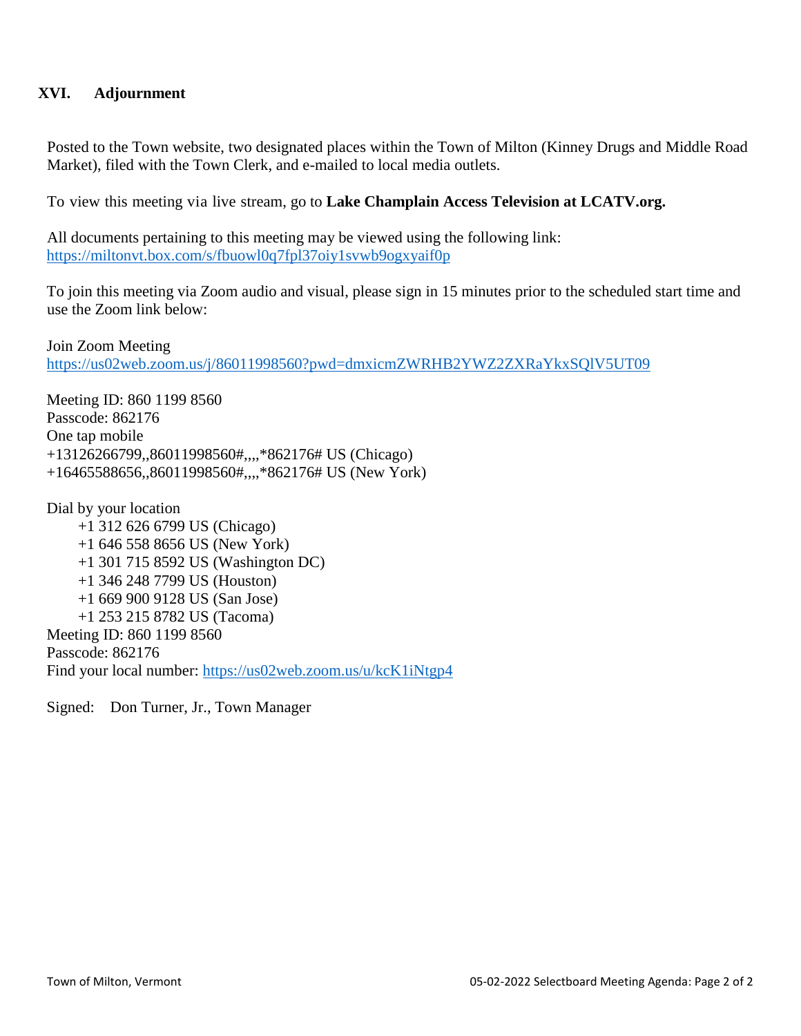## XVI. Adjournment

Posted to the Town website, two designated places within the Town of Milton (Kinney Drugs and Middle Road Market), filed with the Town Clerk, and e-mailed to local media outlets.

To view this meeting via live stream, go to **Lake Champlain Access Television at LCATV.org.**

All documents pertaining to this meeting may be viewed using the following link:
https://miltonvt.box.com/s/fbuowl0q7fpl37oiy1svwb9ogxyaif0p

To join this meeting via Zoom audio and visual, please sign in 15 minutes prior to the scheduled start time and use the Zoom link below:

Join Zoom Meeting
https://us02web.zoom.us/j/86011998560?pwd=dmxicmZWRHB2YWZ2ZXRaYkxSQlV5UT09

Meeting ID: 860 1199 8560
Passcode: 862176
One tap mobile
+13126266799,,86011998560#,,,,*862176# US (Chicago)
+16465588656,,86011998560#,,,,*862176# US (New York)

Dial by your location
+1 312 626 6799 US (Chicago)
+1 646 558 8656 US (New York)
+1 301 715 8592 US (Washington DC)
+1 346 248 7799 US (Houston)
+1 669 900 9128 US (San Jose)
+1 253 215 8782 US (Tacoma)
Meeting ID: 860 1199 8560
Passcode: 862176
Find your local number: https://us02web.zoom.us/u/kcK1iNtgp4

Signed: Don Turner, Jr., Town Manager